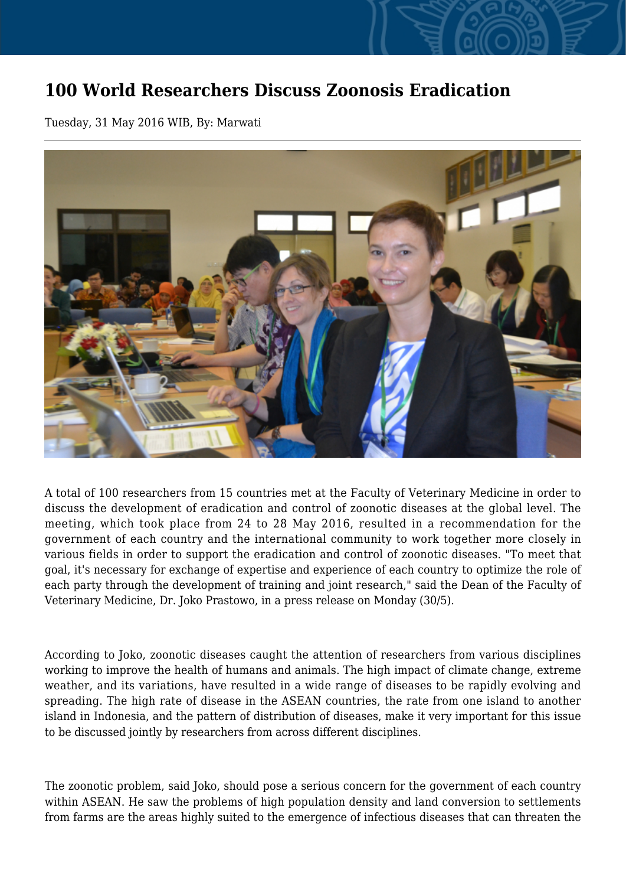# 100 World Researchers Discuss Zoonosis Eradication

Tuesday, 31 May 2016 WIB, By: Marwati

A total of 100 researchers from 15 countries met at the Faculty of Veterinary Medicine in order to discuss the development of eradication and control of zoonotic diseases at the global level. The meeting, which took place from 24 to 28 May 2016, resulted in a recommendation for the government of each country and the international community to work together more closely in various fields in order to support the eradication and control of zoonotic diseases. "To meet that goal, it's necessary for exchange of expertise and experience of each country to optimize the role of each party through the development of training and joint research," said the Dean of the Faculty of Veterinary Medicine, Dr. Joko Prastowo, in a press release on Monday (30/5).

According to Joko, zoonotic diseases caught the attention of researchers from various disciplines working to improve the health of humans and animals. The high impact of climate change, extreme weather, and its variations, have resulted in a wide range of diseases to be rapidly evolving and spreading. The high rate of disease in the ASEAN countries, the rate from one island to another island in Indonesia, and the pattern of distribution of diseases, make it very important for this issue to be discussed jointly by researchers from across different disciplines.

The zoonotic problem, said Joko, should pose a serious concern for the government of each country within ASEAN. He saw the problems of high population density and land conversion to settlements from farms are the areas highly suited to the emergence of infectious diseases that can threaten the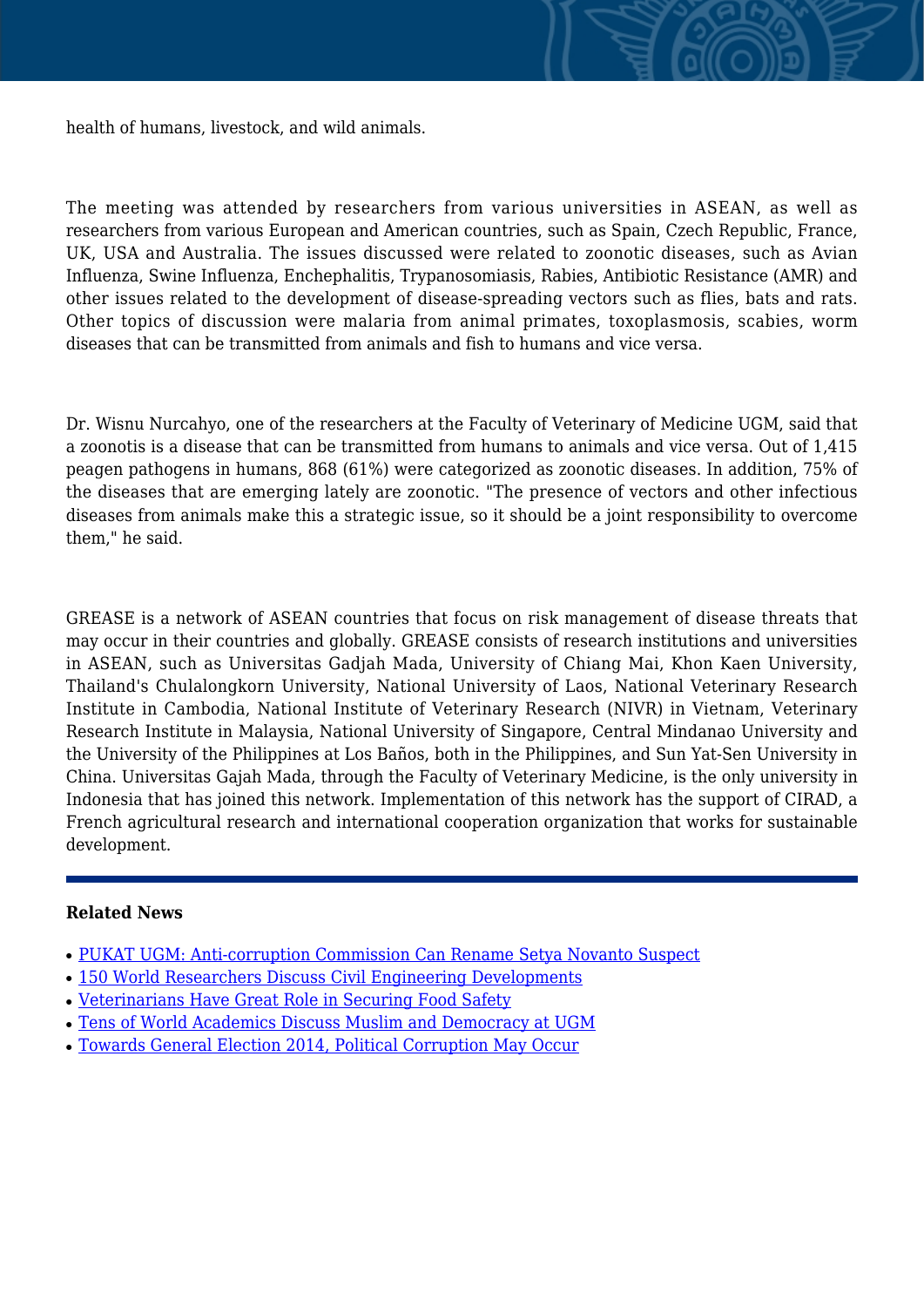health of humans, livestock, and wild animals.

The meeting was attended by researchers from various universities in ASEAN, as well as researchers from various European and American countries, such as Spain, Czech Republic, France, UK, USA and Australia. The issues discussed were related to zoonotic diseases, such as Avian Influenza, Swine Influenza, Enchephalitis, Trypanosomiasis, Rabies, Antibiotic Resistance (AMR) and other issues related to the development of disease-spreading vectors such as flies, bats and rats. Other topics of discussion were malaria from animal primates, toxoplasmosis, scabies, worm diseases that can be transmitted from animals and fish to humans and vice versa.

Dr. Wisnu Nurcahyo, one of the researchers at the Faculty of Veterinary of Medicine UGM, said that a zoonotis is a disease that can be transmitted from humans to animals and vice versa. Out of 1,415 peagen pathogens in humans, 868 (61%) were categorized as zoonotic diseases. In addition, 75% of the diseases that are emerging lately are zoonotic. "The presence of vectors and other infectious diseases from animals make this a strategic issue, so it should be a joint responsibility to overcome them," he said.

GREASE is a network of ASEAN countries that focus on risk management of disease threats that may occur in their countries and globally. GREASE consists of research institutions and universities in ASEAN, such as Universitas Gadjah Mada, University of Chiang Mai, Khon Kaen University, Thailand's Chulalongkorn University, National University of Laos, National Veterinary Research Institute in Cambodia, National Institute of Veterinary Research (NIVR) in Vietnam, Veterinary Research Institute in Malaysia, National University of Singapore, Central Mindanao University and the University of the Philippines at Los Baños, both in the Philippines, and Sun Yat-Sen University in China. Universitas Gajah Mada, through the Faculty of Veterinary Medicine, is the only university in Indonesia that has joined this network. Implementation of this network has the support of CIRAD, a French agricultural research and international cooperation organization that works for sustainable development.

**Related News**

- PUKAT UGM: Anti-corruption Commission Can Rename Setya Novanto Suspect
- 150 World Researchers Discuss Civil Engineering Developments
- Veterinarians Have Great Role in Securing Food Safety
- Tens of World Academics Discuss Muslim and Democracy at UGM
- Towards General Election 2014, Political Corruption May Occur